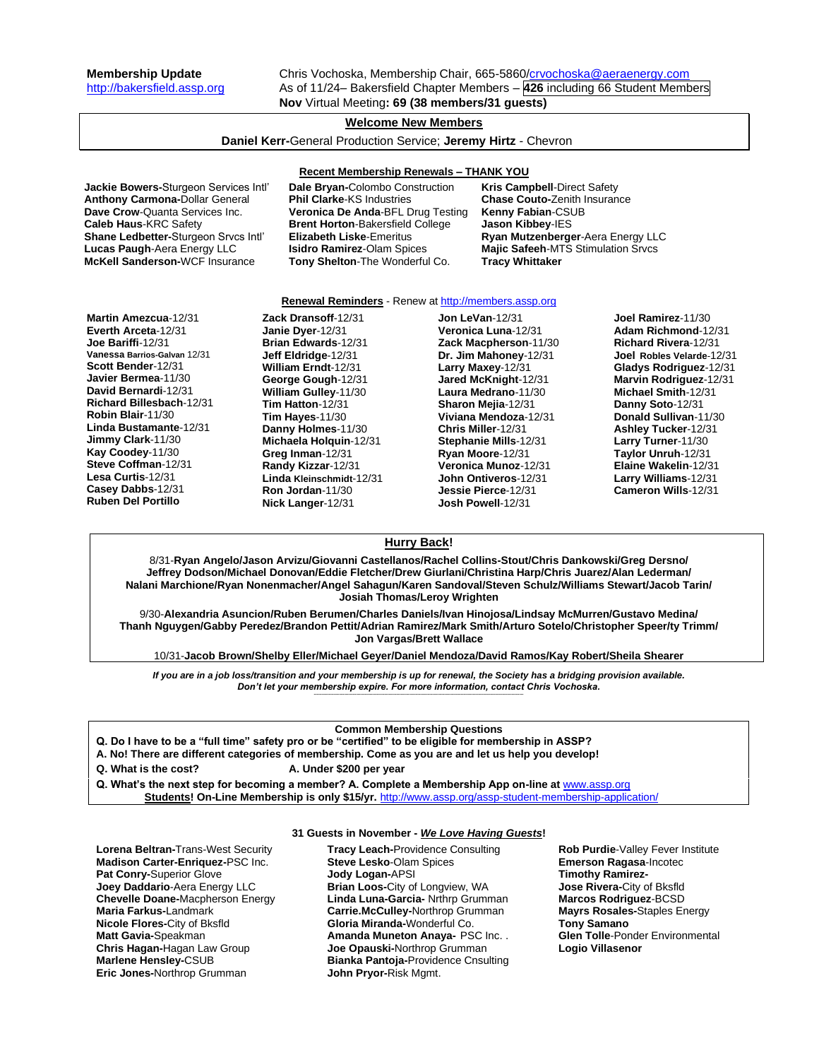**Membership Update**
http://bakersfield.assp.org

Chris Vochoska, Membership Chair, 665-5860/crvochoska@aeraenergy.com
As of 11/24– Bakersfield Chapter Members – **426** including 66 Student Members
**Nov** Virtual Meeting**: 69 (38 members/31 guests)**

## Welcome New Members

**Daniel Kerr-**General Production Service; **Jeremy Hirtz** - Chevron

## Recent Membership Renewals – THANK YOU

**Jackie Bowers-**Sturgeon Services Intl'
**Anthony Carmona-**Dollar General
**Dave Crow**-Quanta Services Inc.
**Caleb Haus**-KRC Safety
**Shane Ledbetter-**Sturgeon Srvcs Intl'
**Lucas Paugh**-Aera Energy LLC
**McKell Sanderson-**WCF Insurance
**Dale Bryan-**Colombo Construction
**Phil Clarke**-KS Industries
**Veronica De Anda**-BFL Drug Testing
**Brent Horton**-Bakersfield College
**Elizabeth Liske**-Emeritus
**Isidro Ramirez**-Olam Spices
**Tony Shelton**-The Wonderful Co.
**Kris Campbell**-Direct Safety
**Chase Couto-**Zenith Insurance
**Kenny Fabian**-CSUB
**Jason Kibbey**-IES
**Ryan Mutzenberger**-Aera Energy LLC
**Majic Safeeh**-MTS Stimulation Srvcs
**Tracy Whittaker**

## Renewal Reminders - Renew at http://members.assp.org

**Martin Amezcua**-12/31
**Everth Arceta**-12/31
**Joe Bariffi**-12/31
**Vanessa Barrios-Galvan** 12/31
**Scott Bender**-12/31
**Javier Bermea**-11/30
**David Bernardi**-12/31
**Richard Billesbach**-12/31
**Robin Blair**-11/30
**Linda Bustamante**-12/31
**Jimmy Clark**-11/30
**Kay Coodey**-11/30
**Steve Coffman**-12/31
**Lesa Curtis**-12/31
**Casey Dabbs**-12/31
**Ruben Del Portillo**
**Zack Dransoff**-12/31
**Janie Dyer**-12/31
**Brian Edwards**-12/31
**Jeff Eldridge**-12/31
**William Erndt**-12/31
**George Gough**-12/31
**William Gulley**-11/30
**Tim Hatton**-12/31
**Tim Hayes**-11/30
**Danny Holmes**-11/30
**Michaela Holquin**-12/31
**Greg Inman**-12/31
**Randy Kizzar**-12/31
**Linda Kleinschmidt**-12/31
**Ron Jordan**-11/30
**Nick Langer**-12/31
**Jon LeVan**-12/31
**Veronica Luna**-12/31
**Zack Macpherson**-11/30
**Dr. Jim Mahoney**-12/31
**Larry Maxey**-12/31
**Jared McKnight**-12/31
**Laura Medrano**-11/30
**Sharon Mejia**-12/31
**Viviana Mendoza**-12/31
**Chris Miller**-12/31
**Stephanie Mills**-12/31
**Ryan Moore**-12/31
**Veronica Munoz**-12/31
**John Ontiveros**-12/31
**Jessie Pierce**-12/31
**Josh Powell**-12/31
**Joel Ramirez**-11/30
**Adam Richmond**-12/31
**Richard Rivera**-12/31
**Joel Robles Velarde**-12/31
**Gladys Rodriguez**-12/31
**Marvin Rodriguez**-12/31
**Michael Smith**-12/31
**Danny Soto**-12/31
**Donald Sullivan**-11/30
**Ashley Tucker**-12/31
**Larry Turner**-11/30
**Taylor Unruh**-12/31
**Elaine Wakelin**-12/31
**Larry Williams**-12/31
**Cameron Wills**-12/31

## Hurry Back!

8/31-**Ryan Angelo/Jason Arvizu/Giovanni Castellanos/Rachel Collins-Stout/Chris Dankowski/Greg Dersno/ Jeffrey Dodson/Michael Donovan/Eddie Fletcher/Drew Giurlani/Christina Harp/Chris Juarez/Alan Lederman/ Nalani Marchione/Ryan Nonenmacher/Angel Sahagun/Karen Sandoval/Steven Schulz/Williams Stewart/Jacob Tarin/ Josiah Thomas/Leroy Wrighten**

9/30-**Alexandria Asuncion/Ruben Berumen/Charles Daniels/Ivan Hinojosa/Lindsay McMurren/Gustavo Medina/ Thanh Nguygen/Gabby Peredez/Brandon Pettit/Adrian Ramirez/Mark Smith/Arturo Sotelo/Christopher Speer/ty Trimm/ Jon Vargas/Brett Wallace**

10/31-**Jacob Brown/Shelby Eller/Michael Geyer/Daniel Mendoza/David Ramos/Kay Robert/Sheila Shearer**

***If you are in a job loss/transition and your membership is up for renewal, the Society has a bridging provision available. Don't let your membership expire. For more information, contact Chris Vochoska.***

## Common Membership Questions

**Q. Do I have to be a "full time" safety pro or be "certified" to be eligible for membership in ASSP?**
**A. No! There are different categories of membership. Come as you are and let us help you develop!**

**Q. What is the cost?** **A. Under $200 per year**

**Q. What's the next step for becoming a member? A. Complete a Membership App on-line at** www.assp.org
**Students! On-Line Membership is only $15/yr.** http://www.assp.org/assp-student-membership-application/

## 31 Guests in November - *We Love Having Guests*!

**Lorena Beltran-**Trans-West Security
**Madison Carter-Enriquez-**PSC Inc.
**Pat Conry-**Superior Glove
**Joey Daddario**-Aera Energy LLC
**Chevelle Doane-**Macpherson Energy
**Maria Farkus-**Landmark
**Nicole Flores-**City of Bksfld
**Matt Gavia-**Speakman
**Chris Hagan-**Hagan Law Group
**Marlene Hensley-**CSUB
**Eric Jones-**Northrop Grumman
**Tracy Leach-**Providence Consulting
**Steve Lesko**-Olam Spices
**Jody Logan-**APSI
**Brian Loos-**City of Longview, WA
**Linda Luna-Garcia-** Nrthrp Grumman
**Carrie.McCulley-**Northrop Grumman
**Gloria Miranda-**Wonderful Co.
**Amanda Muneton Anaya-** PSC Inc. .
**Joe Opauski-**Northrop Grumman
**Bianka Pantoja-**Providence Cnsulting
**John Pryor-**Risk Mgmt.
**Rob Purdie**-Valley Fever Institute
**Emerson Ragasa**-Incotec
**Timothy Ramirez-**
**Jose Rivera-**City of Bksfld
**Marcos Rodriguez**-BCSD
**Mayrs Rosales-**Staples Energy
**Tony Samano**
**Glen Tolle**-Ponder Environmental
**Logio Villasenor**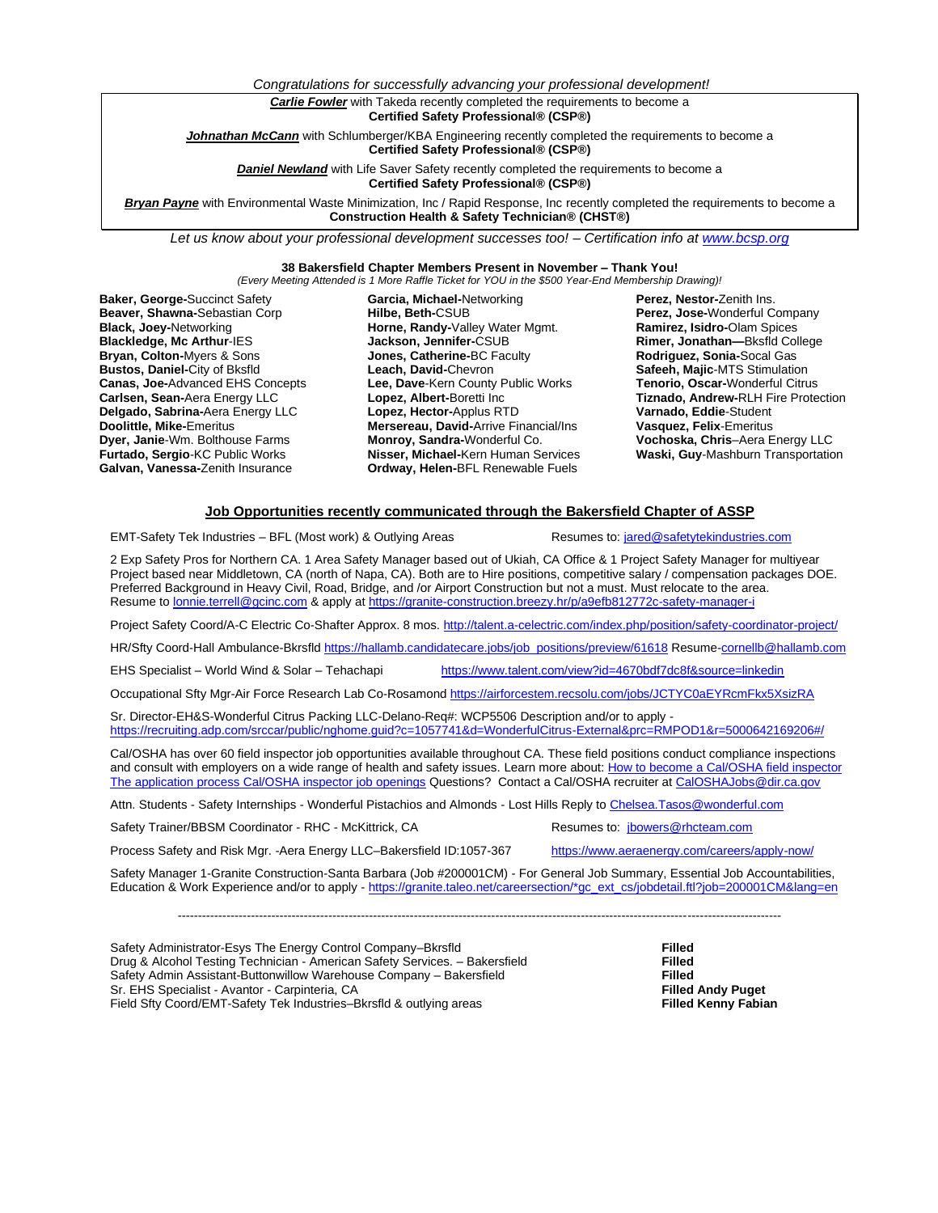*Congratulations for successfully advancing your professional development!*

***Carlie Fowler*** with Takeda recently completed the requirements to become a **Certified Safety Professional® (CSP®)**

***Johnathan McCann*** with Schlumberger/KBA Engineering recently completed the requirements to become a **Certified Safety Professional® (CSP®)**

***Daniel Newland*** with Life Saver Safety recently completed the requirements to become a **Certified Safety Professional® (CSP®)**

***Bryan Payne*** with Environmental Waste Minimization, Inc / Rapid Response, Inc recently completed the requirements to become a **Construction Health & Safety Technician® (CHST®)**

*Let us know about your professional development successes too! – Certification info at www.bcsp.org*

**38 Bakersfield Chapter Members Present in November – Thank You!**

*(Every Meeting Attended is 1 More Raffle Ticket for YOU in the $500 Year-End Membership Drawing)!*

**Baker, George-**Succinct Safety
**Beaver, Shawna-**Sebastian Corp
**Black, Joey-**Networking
**Blackledge, Mc Arthur**-IES
**Bryan, Colton-**Myers & Sons
**Bustos, Daniel-**City of Bksfld
**Canas, Joe-**Advanced EHS Concepts
**Carlsen, Sean-**Aera Energy LLC
**Delgado, Sabrina-**Aera Energy LLC
**Doolittle, Mike-**Emeritus
**Dyer, Janie**-Wm. Bolthouse Farms
**Furtado, Sergio**-KC Public Works
**Galvan, Vanessa-**Zenith Insurance
**Garcia, Michael-**Networking
**Hilbe, Beth-**CSUB
**Horne, Randy-**Valley Water Mgmt.
**Jackson, Jennifer-**CSUB
**Jones, Catherine-**BC Faculty
**Leach, David-**Chevron
**Lee, Dave**-Kern County Public Works
**Lopez, Albert-**Boretti Inc
**Lopez, Hector-**Applus RTD
**Mersereau, David-**Arrive Financial/Ins
**Monroy, Sandra-**Wonderful Co.
**Nisser, Michael-**Kern Human Services
**Ordway, Helen-**BFL Renewable Fuels
**Perez, Nestor-**Zenith Ins.
**Perez, Jose-**Wonderful Company
**Ramirez, Isidro-**Olam Spices
**Rimer, Jonathan—**Bksfld College
**Rodriguez, Sonia-**Socal Gas
**Safeeh, Majic**-MTS Stimulation
**Tenorio, Oscar-**Wonderful Citrus
**Tiznado, Andrew-**RLH Fire Protection
**Varnado, Eddie**-Student
**Vasquez, Felix**-Emeritus
**Vochoska, Chris**–Aera Energy LLC
**Waski, Guy**-Mashburn Transportation

## Job Opportunities recently communicated through the Bakersfield Chapter of ASSP

EMT-Safety Tek Industries – BFL (Most work) & Outlying Areas — Resumes to: jared@safetytekindustries.com

2 Exp Safety Pros for Northern CA. 1 Area Safety Manager based out of Ukiah, CA Office & 1 Project Safety Manager for multiyear Project based near Middletown, CA (north of Napa, CA). Both are to Hire positions, competitive salary / compensation packages DOE. Preferred Background in Heavy Civil, Road, Bridge, and /or Airport Construction but not a must. Must relocate to the area. Resume to lonnie.terrell@gcinc.com & apply at https://granite-construction.breezy.hr/p/a9efb812772c-safety-manager-i

Project Safety Coord/A-C Electric Co-Shafter Approx. 8 mos. http://talent.a-celectric.com/index.php/position/safety-coordinator-project/

HR/Sfty Coord-Hall Ambulance-Bkrsfld https://hallamb.candidatecare.jobs/job_positions/preview/61618 Resume-cornellb@hallamb.com

EHS Specialist – World Wind & Solar – Tehachapi https://www.talent.com/view?id=4670bdf7dc8f&source=linkedin

Occupational Sfty Mgr-Air Force Research Lab Co-Rosamond https://airforcestem.recsolu.com/jobs/JCTYC0aEYRcmFkx5XsizRA

Sr. Director-EH&S-Wonderful Citrus Packing LLC-Delano-Req#: WCP5506 Description and/or to apply - https://recruiting.adp.com/srccar/public/nghome.guid?c=1057741&d=WonderfulCitrus-External&prc=RMPOD1&r=5000642169206#/

Cal/OSHA has over 60 field inspector job opportunities available throughout CA. These field positions conduct compliance inspections and consult with employers on a wide range of health and safety issues. Learn more about: How to become a Cal/OSHA field inspector The application process Cal/OSHA inspector job openings Questions? Contact a Cal/OSHA recruiter at CalOSHAJobs@dir.ca.gov

Attn. Students - Safety Internships - Wonderful Pistachios and Almonds - Lost Hills Reply to Chelsea.Tasos@wonderful.com

Safety Trainer/BBSM Coordinator - RHC - McKittrick, CA — Resumes to: jbowers@rhcteam.com

Process Safety and Risk Mgr. -Aera Energy LLC–Bakersfield ID:1057-367 — https://www.aeraenergy.com/careers/apply-now/

Safety Manager 1-Granite Construction-Santa Barbara (Job #200001CM) - For General Job Summary, Essential Job Accountabilities, Education & Work Experience and/or to apply - https://granite.taleo.net/careersection/*gc_ext_cs/jobdetail.ftl?job=200001CM&lang=en

---

| | |
|---|---|
| Safety Administrator-Esys The Energy Control Company–Bkrsfld | **Filled** |
| Drug & Alcohol Testing Technician - American Safety Services. – Bakersfield | **Filled** |
| Safety Admin Assistant-Buttonwillow Warehouse Company – Bakersfield | **Filled** |
| Sr. EHS Specialist - Avantor - Carpinteria, CA | **Filled Andy Puget** |
| Field Sfty Coord/EMT-Safety Tek Industries–Bkrsfld & outlying areas | **Filled Kenny Fabian** |